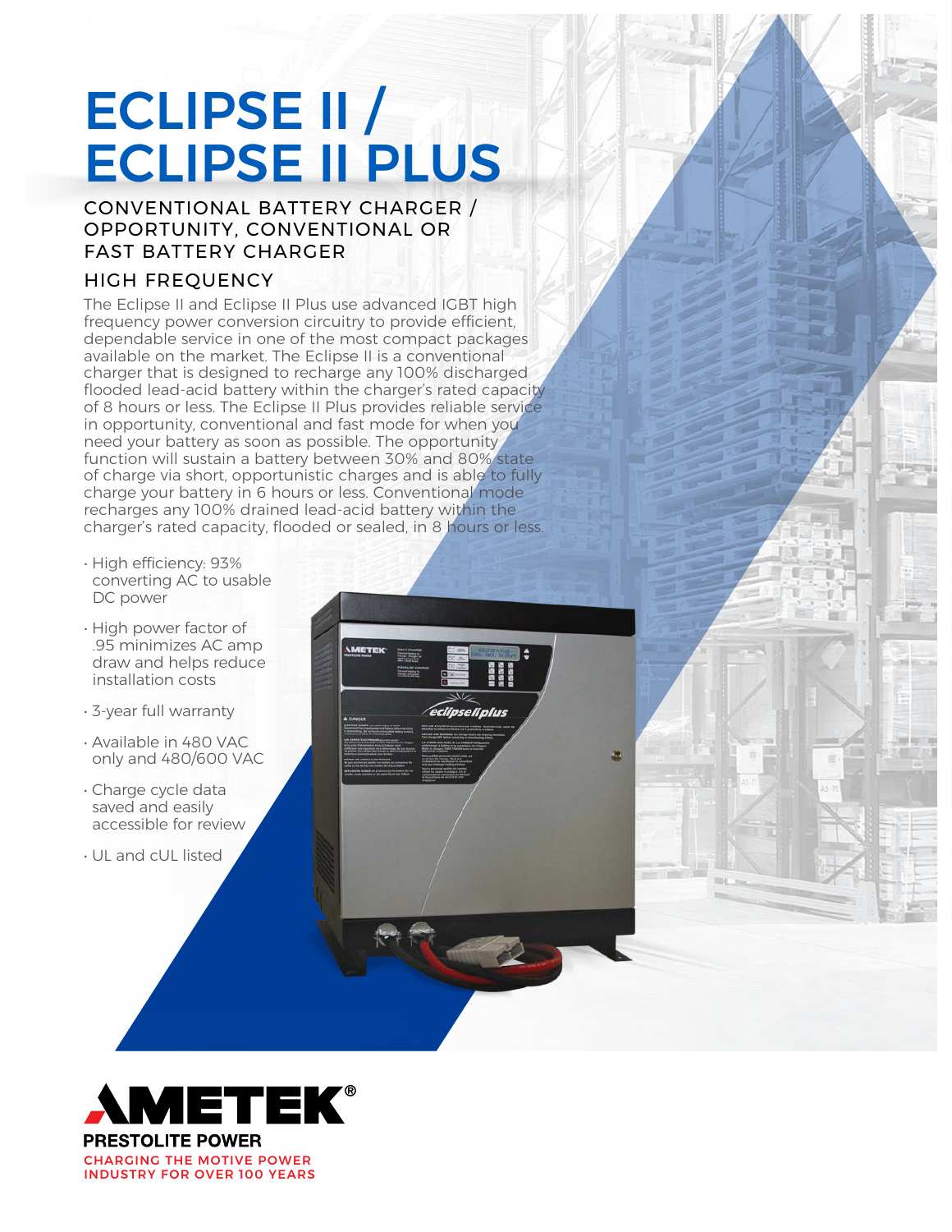# ECLIPSE II / ECLIPSE II PLUS

## CONVENTIONAL BATTERY CHARGER / OPPORTUNITY, CONVENTIONAL OR FAST BATTERY CHARGER

### HIGH FREQUENCY

The Eclipse II and Eclipse II Plus use advanced IGBT high frequency power conversion circuitry to provide efficient, dependable service in one of the most compact packages available on the market. The Eclipse II is a conventional charger that is designed to recharge any 100% discharged flooded lead-acid battery within the charger's rated capacity of 8 hours or less. The Eclipse II Plus provides reliable service in opportunity, conventional and fast mode for when you need your battery as soon as possible. The opportunity function will sustain a battery between 30% and 80% state of charge via short, opportunistic charges and is able to fully charge your battery in 6 hours or less. Conventional mode recharges any 100% drained lead-acid battery within the charger's rated capacity, flooded or sealed, in 8 hours or less.

- High efficiency: 93% converting AC to usable DC power
- High power factor of .95 minimizes AC amp draw and helps reduce installation costs
- 3-year full warranty
- Available in 480 VAC only and 480/600 VAC
- Charge cycle data saved and easily accessible for review
- UL and cUL listed

**AMETEK®**
**PRESTOLITE POWER**
CHARGING THE MOTIVE POWER INDUSTRY FOR OVER 100 YEARS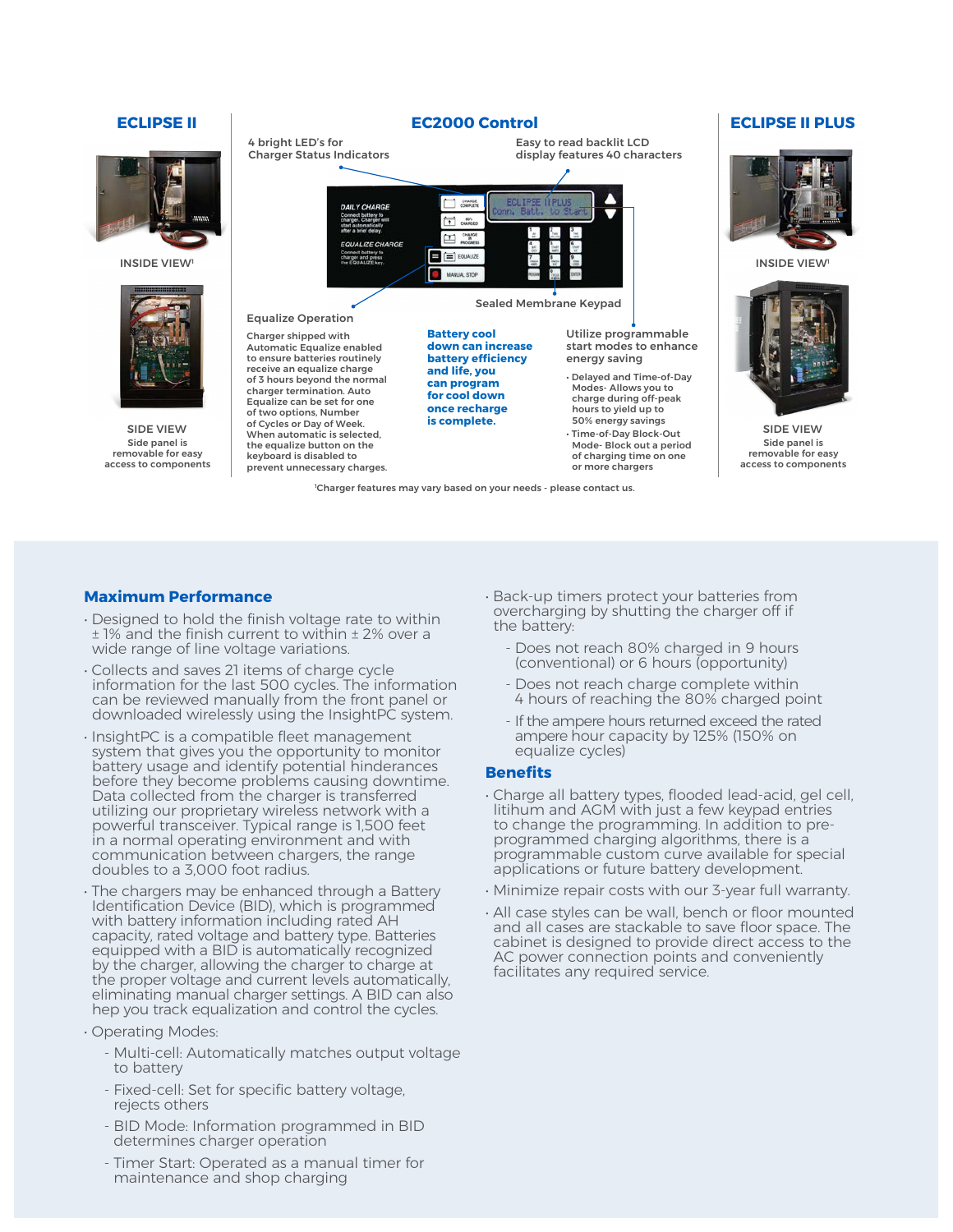## ECLIPSE II

INSIDE VIEW[1]

SIDE VIEW
Side panel is removable for easy access to components

## EC2000 Control

4 bright LED's for Charger Status Indicators

Easy to read backlit LCD display features 40 characters

Sealed Membrane Keypad

**Equalize Operation**

Charger shipped with Automatic Equalize enabled to ensure batteries routinely receive an equalize charge of 3 hours beyond the normal charger termination. Auto Equalize can be set for one of two options, Number of Cycles or Day of Week. When automatic is selected, the equalize button on the keyboard is disabled to prevent unnecessary charges.

**Battery cool down can increase battery efficiency and life, you can program for cool down once recharge is complete.**

**Utilize programmable start modes to enhance energy saving**

- Delayed and Time-of-Day Modes- Allows you to charge during off-peak hours to yield up to 50% energy savings
- Time-of-Day Block-Out Mode- Block out a period of charging time on one or more chargers

[1]Charger features may vary based on your needs - please contact us.

## ECLIPSE II PLUS

INSIDE VIEW[1]

SIDE VIEW
Side panel is removable for easy access to components

## Maximum Performance

- Designed to hold the finish voltage rate to within ± 1% and the finish current to within ± 2% over a wide range of line voltage variations.
- Collects and saves 21 items of charge cycle information for the last 500 cycles. The information can be reviewed manually from the front panel or downloaded wirelessly using the InsightPC system.
- InsightPC is a compatible fleet management system that gives you the opportunity to monitor battery usage and identify potential hinderances before they become problems causing downtime. Data collected from the charger is transferred utilizing our proprietary wireless network with a powerful transceiver. Typical range is 1,500 feet in a normal operating environment and with communication between chargers, the range doubles to a 3,000 foot radius.
- The chargers may be enhanced through a Battery Identification Device (BID), which is programmed with battery information including rated AH capacity, rated voltage and battery type. Batteries equipped with a BID is automatically recognized by the charger, allowing the charger to charge at the proper voltage and current levels automatically, eliminating manual charger settings. A BID can also hep you track equalization and control the cycles.
- Operating Modes:
  - Multi-cell: Automatically matches output voltage to battery
  - Fixed-cell: Set for specific battery voltage, rejects others
  - BID Mode: Information programmed in BID determines charger operation
  - Timer Start: Operated as a manual timer for maintenance and shop charging
- Back-up timers protect your batteries from overcharging by shutting the charger off if the battery:
  - Does not reach 80% charged in 9 hours (conventional) or 6 hours (opportunity)
  - Does not reach charge complete within 4 hours of reaching the 80% charged point
  - If the ampere hours returned exceed the rated ampere hour capacity by 125% (150% on equalize cycles)

## Benefits

- Charge all battery types, flooded lead-acid, gel cell, litihum and AGM with just a few keypad entries to change the programming. In addition to pre-programmed charging algorithms, there is a programmable custom curve available for special applications or future battery development.
- Minimize repair costs with our 3-year full warranty.
- All case styles can be wall, bench or floor mounted and all cases are stackable to save floor space. The cabinet is designed to provide direct access to the AC power connection points and conveniently facilitates any required service.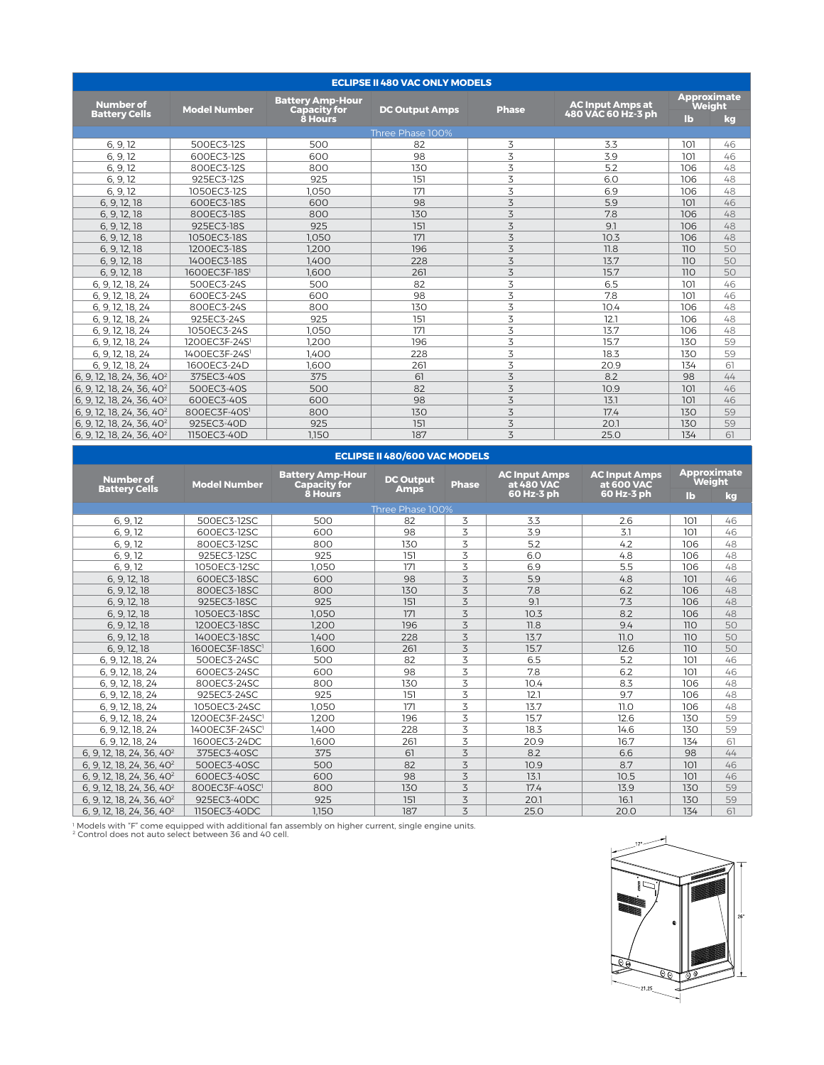## ECLIPSE II 480 VAC ONLY MODELS

| Number of Battery Cells | Model Number | Battery Amp-Hour Capacity for 8 Hours | DC Output Amps | Phase | AC Input Amps at 480 VAC 60 Hz-3 ph | Approximate Weight | |
|---|---|---|---|---|---|---|---|
| | | | | | | lb | kg |
| Three Phase 100% | | | | | | | |
| 6, 9, 12 | 500EC3-12S | 500 | 82 | 3 | 3.3 | 101 | 46 |
| 6, 9, 12 | 600EC3-12S | 600 | 98 | 3 | 3.9 | 101 | 46 |
| 6, 9, 12 | 800EC3-12S | 800 | 130 | 3 | 5.2 | 106 | 48 |
| 6, 9, 12 | 925EC3-12S | 925 | 151 | 3 | 6.0 | 106 | 48 |
| 6, 9, 12 | 1050EC3-12S | 1,050 | 171 | 3 | 6.9 | 106 | 48 |
| 6, 9, 12, 18 | 600EC3-18S | 600 | 98 | 3 | 5.9 | 101 | 46 |
| 6, 9, 12, 18 | 800EC3-18S | 800 | 130 | 3 | 7.8 | 106 | 48 |
| 6, 9, 12, 18 | 925EC3-18S | 925 | 151 | 3 | 9.1 | 106 | 48 |
| 6, 9, 12, 18 | 1050EC3-18S | 1,050 | 171 | 3 | 10.3 | 106 | 48 |
| 6, 9, 12, 18 | 1200EC3-18S | 1,200 | 196 | 3 | 11.8 | 110 | 50 |
| 6, 9, 12, 18 | 1400EC3-18S | 1,400 | 228 | 3 | 13.7 | 110 | 50 |
| 6, 9, 12, 18 | 1600EC3F-18S[1] | 1,600 | 261 | 3 | 15.7 | 110 | 50 |
| 6, 9, 12, 18, 24 | 500EC3-24S | 500 | 82 | 3 | 6.5 | 101 | 46 |
| 6, 9, 12, 18, 24 | 600EC3-24S | 600 | 98 | 3 | 7.8 | 101 | 46 |
| 6, 9, 12, 18, 24 | 800EC3-24S | 800 | 130 | 3 | 10.4 | 106 | 48 |
| 6, 9, 12, 18, 24 | 925EC3-24S | 925 | 151 | 3 | 12.1 | 106 | 48 |
| 6, 9, 12, 18, 24 | 1050EC3-24S | 1,050 | 171 | 3 | 13.7 | 106 | 48 |
| 6, 9, 12, 18, 24 | 1200EC3F-24S[1] | 1,200 | 196 | 3 | 15.7 | 130 | 59 |
| 6, 9, 12, 18, 24 | 1400EC3F-24S[1] | 1,400 | 228 | 3 | 18.3 | 130 | 59 |
| 6, 9, 12, 18, 24 | 1600EC3-24D | 1,600 | 261 | 3 | 20.9 | 134 | 61 |
| 6, 9, 12, 18, 24, 36, 40[2] | 375EC3-40S | 375 | 61 | 3 | 8.2 | 98 | 44 |
| 6, 9, 12, 18, 24, 36, 40[2] | 500EC3-40S | 500 | 82 | 3 | 10.9 | 101 | 46 |
| 6, 9, 12, 18, 24, 36, 40[2] | 600EC3-40S | 600 | 98 | 3 | 13.1 | 101 | 46 |
| 6, 9, 12, 18, 24, 36, 40[2] | 800EC3F-40S[1] | 800 | 130 | 3 | 17.4 | 130 | 59 |
| 6, 9, 12, 18, 24, 36, 40[2] | 925EC3-40D | 925 | 151 | 3 | 20.1 | 130 | 59 |
| 6, 9, 12, 18, 24, 36, 40[2] | 1150EC3-40D | 1,150 | 187 | 3 | 25.0 | 134 | 61 |

## ECLIPSE II 480/600 VAC MODELS

| Number of Battery Cells | Model Number | Battery Amp-Hour Capacity for 8 Hours | DC Output Amps | Phase | AC Input Amps at 480 VAC 60 Hz-3 ph | AC Input Amps at 600 VAC 60 Hz-3 ph | Approximate Weight | |
|---|---|---|---|---|---|---|---|---|
| | | | | | | | lb | kg |
| Three Phase 100% | | | | | | | | |
| 6, 9, 12 | 500EC3-12SC | 500 | 82 | 3 | 3.3 | 2.6 | 101 | 46 |
| 6, 9, 12 | 600EC3-12SC | 600 | 98 | 3 | 3.9 | 3.1 | 101 | 46 |
| 6, 9, 12 | 800EC3-12SC | 800 | 130 | 3 | 5.2 | 4.2 | 106 | 48 |
| 6, 9, 12 | 925EC3-12SC | 925 | 151 | 3 | 6.0 | 4.8 | 106 | 48 |
| 6, 9, 12 | 1050EC3-12SC | 1,050 | 171 | 3 | 6.9 | 5.5 | 106 | 48 |
| 6, 9, 12, 18 | 600EC3-18SC | 600 | 98 | 3 | 5.9 | 4.8 | 101 | 46 |
| 6, 9, 12, 18 | 800EC3-18SC | 800 | 130 | 3 | 7.8 | 6.2 | 106 | 48 |
| 6, 9, 12, 18 | 925EC3-18SC | 925 | 151 | 3 | 9.1 | 7.3 | 106 | 48 |
| 6, 9, 12, 18 | 1050EC3-18SC | 1,050 | 171 | 3 | 10.3 | 8.2 | 106 | 48 |
| 6, 9, 12, 18 | 1200EC3-18SC | 1,200 | 196 | 3 | 11.8 | 9.4 | 110 | 50 |
| 6, 9, 12, 18 | 1400EC3-18SC | 1,400 | 228 | 3 | 13.7 | 11.0 | 110 | 50 |
| 6, 9, 12, 18 | 1600EC3F-18SC[1] | 1,600 | 261 | 3 | 15.7 | 12.6 | 110 | 50 |
| 6, 9, 12, 18, 24 | 500EC3-24SC | 500 | 82 | 3 | 6.5 | 5.2 | 101 | 46 |
| 6, 9, 12, 18, 24 | 600EC3-24SC | 600 | 98 | 3 | 7.8 | 6.2 | 101 | 46 |
| 6, 9, 12, 18, 24 | 800EC3-24SC | 800 | 130 | 3 | 10.4 | 8.3 | 106 | 48 |
| 6, 9, 12, 18, 24 | 925EC3-24SC | 925 | 151 | 3 | 12.1 | 9.7 | 106 | 48 |
| 6, 9, 12, 18, 24 | 1050EC3-24SC | 1,050 | 171 | 3 | 13.7 | 11.0 | 106 | 48 |
| 6, 9, 12, 18, 24 | 1200EC3F-24SC[1] | 1,200 | 196 | 3 | 15.7 | 12.6 | 130 | 59 |
| 6, 9, 12, 18, 24 | 1400EC3F-24SC[1] | 1,400 | 228 | 3 | 18.3 | 14.6 | 130 | 59 |
| 6, 9, 12, 18, 24 | 1600EC3-24DC | 1,600 | 261 | 3 | 20.9 | 16.7 | 134 | 61 |
| 6, 9, 12, 18, 24, 36, 40[2] | 375EC3-40SC | 375 | 61 | 3 | 8.2 | 6.6 | 98 | 44 |
| 6, 9, 12, 18, 24, 36, 40[2] | 500EC3-40SC | 500 | 82 | 3 | 10.9 | 8.7 | 101 | 46 |
| 6, 9, 12, 18, 24, 36, 40[2] | 600EC3-40SC | 600 | 98 | 3 | 13.1 | 10.5 | 101 | 46 |
| 6, 9, 12, 18, 24, 36, 40[2] | 800EC3F-40SC[1] | 800 | 130 | 3 | 17.4 | 13.9 | 130 | 59 |
| 6, 9, 12, 18, 24, 36, 40[2] | 925EC3-40DC | 925 | 151 | 3 | 20.1 | 16.1 | 130 | 59 |
| 6, 9, 12, 18, 24, 36, 40[2] | 1150EC3-40DC | 1,150 | 187 | 3 | 25.0 | 20.0 | 134 | 61 |

[1] Models with "F" come equipped with additional fan assembly on higher current, single engine units.
[2] Control does not auto select between 36 and 40 cell.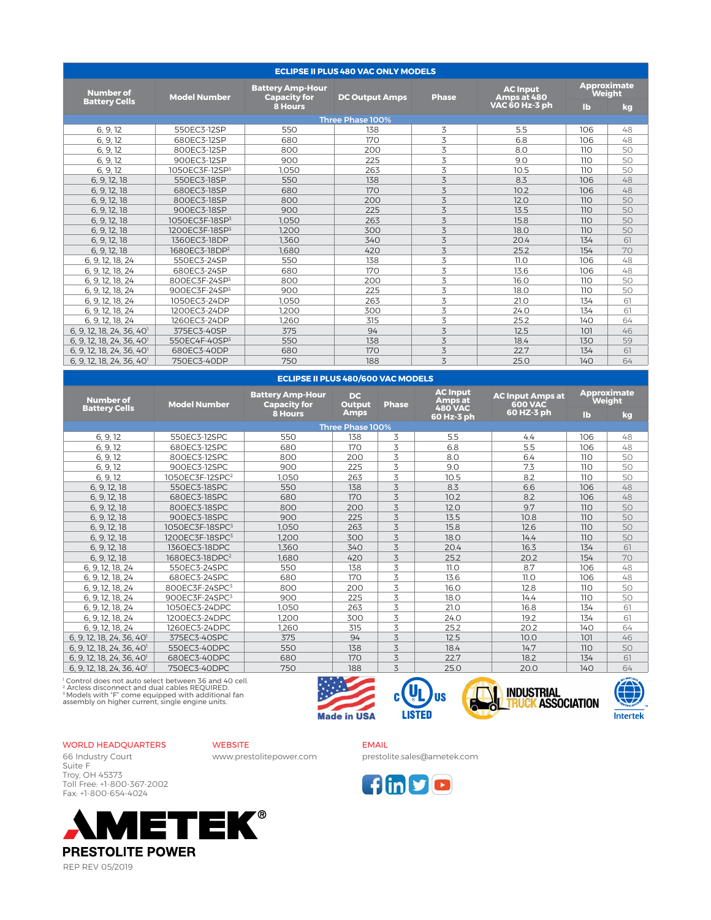| ECLIPSE II PLUS 480 VAC ONLY MODELS | | | | | | | |
|---|---|---|---|---|---|---|---|
| Number of Battery Cells | Model Number | Battery Amp-Hour Capacity for 8 Hours | DC Output Amps | Phase | AC Input Amps at 480 VAC 60 Hz-3 ph | Approximate Weight | |
| | | | | | | lb | kg |
| Three Phase 100% | | | | | | | |
| 6, 9, 12 | 550EC3-12SP | 550 | 138 | 3 | 5.5 | 106 | 48 |
| 6, 9, 12 | 680EC3-12SP | 680 | 170 | 3 | 6.8 | 106 | 48 |
| 6, 9, 12 | 800EC3-12SP | 800 | 200 | 3 | 8.0 | 110 | 50 |
| 6, 9, 12 | 900EC3-12SP | 900 | 225 | 3 | 9.0 | 110 | 50 |
| 6, 9, 12 | 1050EC3F-12SP[3] | 1,050 | 263 | 3 | 10.5 | 110 | 50 |
| 6, 9, 12, 18 | 550EC3-18SP | 550 | 138 | 3 | 8.3 | 106 | 48 |
| 6, 9, 12, 18 | 680EC3-18SP | 680 | 170 | 3 | 10.2 | 106 | 48 |
| 6, 9, 12, 18 | 800EC3-18SP | 800 | 200 | 3 | 12.0 | 110 | 50 |
| 6, 9, 12, 18 | 900EC3-18SP | 900 | 225 | 3 | 13.5 | 110 | 50 |
| 6, 9, 12, 18 | 1050EC3F-18SP[3] | 1,050 | 263 | 3 | 15.8 | 110 | 50 |
| 6, 9, 12, 18 | 1200EC3F-18SP[3] | 1,200 | 300 | 3 | 18.0 | 110 | 50 |
| 6, 9, 12, 18 | 1360EC3-18DP | 1,360 | 340 | 3 | 20.4 | 134 | 61 |
| 6, 9, 12, 18 | 1680EC3-18DP[2] | 1,680 | 420 | 3 | 25.2 | 154 | 70 |
| 6, 9, 12, 18, 24 | 550EC3-24SP | 550 | 138 | 3 | 11.0 | 106 | 48 |
| 6, 9, 12, 18, 24 | 680EC3-24SP | 680 | 170 | 3 | 13.6 | 106 | 48 |
| 6, 9, 12, 18, 24 | 800EC3F-24SP[3] | 800 | 200 | 3 | 16.0 | 110 | 50 |
| 6, 9, 12, 18, 24 | 900EC3F-24SP[3] | 900 | 225 | 3 | 18.0 | 110 | 50 |
| 6, 9, 12, 18, 24 | 1050EC3-24DP | 1,050 | 263 | 3 | 21.0 | 134 | 61 |
| 6, 9, 12, 18, 24 | 1200EC3-24DP | 1,200 | 300 | 3 | 24.0 | 134 | 61 |
| 6, 9, 12, 18, 24 | 1260EC3-24DP | 1,260 | 315 | 3 | 25.2 | 140 | 64 |
| 6, 9, 12, 18, 24, 36, 40[1] | 375EC3-40SP | 375 | 94 | 3 | 12.5 | 101 | 46 |
| 6, 9, 12, 18, 24, 36, 40[1] | 550EC4F-40SP[3] | 550 | 138 | 3 | 18.4 | 130 | 59 |
| 6, 9, 12, 18, 24, 36, 40[1] | 680EC3-40DP | 680 | 170 | 3 | 22.7 | 134 | 61 |
| 6, 9, 12, 18, 24, 36, 40[1] | 750EC3-40DP | 750 | 188 | 3 | 25.0 | 140 | 64 |

| ECLIPSE II PLUS 480/600 VAC MODELS | | | | | | | | |
|---|---|---|---|---|---|---|---|---|
| Number of Battery Cells | Model Number | Battery Amp-Hour Capacity for 8 Hours | DC Output Amps | Phase | AC Input Amps at 480 VAC 60 Hz-3 ph | AC Input Amps at 600 VAC 60 HZ-3 ph | Approximate Weight | |
| | | | | | | | lb | kg |
| Three Phase 100% | | | | | | | | |
| 6, 9, 12 | 550EC3-12SPC | 550 | 138 | 3 | 5.5 | 4.4 | 106 | 48 |
| 6, 9, 12 | 680EC3-12SPC | 680 | 170 | 3 | 6.8 | 5.5 | 106 | 48 |
| 6, 9, 12 | 800EC3-12SPC | 800 | 200 | 3 | 8.0 | 6.4 | 110 | 50 |
| 6, 9, 12 | 900EC3-12SPC | 900 | 225 | 3 | 9.0 | 7.3 | 110 | 50 |
| 6, 9, 12 | 1050EC3F-12SPC[2] | 1,050 | 263 | 3 | 10.5 | 8.2 | 110 | 50 |
| 6, 9, 12, 18 | 550EC3-18SPC | 550 | 138 | 3 | 8.3 | 6.6 | 106 | 48 |
| 6, 9, 12, 18 | 680EC3-18SPC | 680 | 170 | 3 | 10.2 | 8.2 | 106 | 48 |
| 6, 9, 12, 18 | 800EC3-18SPC | 800 | 200 | 3 | 12.0 | 9.7 | 110 | 50 |
| 6, 9, 12, 18 | 900EC3-18SPC | 900 | 225 | 3 | 13.5 | 10.8 | 110 | 50 |
| 6, 9, 12, 18 | 1050EC3F-18SPC[3] | 1,050 | 263 | 3 | 15.8 | 12.6 | 110 | 50 |
| 6, 9, 12, 18 | 1200EC3F-18SPC[3] | 1,200 | 300 | 3 | 18.0 | 14.4 | 110 | 50 |
| 6, 9, 12, 18 | 1360EC3-18DPC | 1,360 | 340 | 3 | 20.4 | 16.3 | 134 | 61 |
| 6, 9, 12, 18 | 1680EC3-18DPC[2] | 1,680 | 420 | 3 | 25.2 | 20.2 | 154 | 70 |
| 6, 9, 12, 18, 24 | 550EC3-24SPC | 550 | 138 | 3 | 11.0 | 8.7 | 106 | 48 |
| 6, 9, 12, 18, 24 | 680EC3-24SPC | 680 | 170 | 3 | 13.6 | 11.0 | 106 | 48 |
| 6, 9, 12, 18, 24 | 800EC3F-24SPC[3] | 800 | 200 | 3 | 16.0 | 12.8 | 110 | 50 |
| 6, 9, 12, 18, 24 | 900EC3F-24SPC[3] | 900 | 225 | 3 | 18.0 | 14.4 | 110 | 50 |
| 6, 9, 12, 18, 24 | 1050EC3-24DPC | 1,050 | 263 | 3 | 21.0 | 16.8 | 134 | 61 |
| 6, 9, 12, 18, 24 | 1200EC3-24DPC | 1,200 | 300 | 3 | 24.0 | 19.2 | 134 | 61 |
| 6, 9, 12, 18, 24 | 1260EC3-24DPC | 1,260 | 315 | 3 | 25.2 | 20.2 | 140 | 64 |
| 6, 9, 12, 18, 24, 36, 40[1] | 375EC3-40SPC | 375 | 94 | 3 | 12.5 | 10.0 | 101 | 46 |
| 6, 9, 12, 18, 24, 36, 40[1] | 550EC3-40DPC | 550 | 138 | 3 | 18.4 | 14.7 | 110 | 50 |
| 6, 9, 12, 18, 24, 36, 40[1] | 680EC3-40DPC | 680 | 170 | 3 | 22.7 | 18.2 | 134 | 61 |
| 6, 9, 12, 18, 24, 36, 40[1] | 750EC3-40DPC | 750 | 188 | 3 | 25.0 | 20.0 | 140 | 64 |

[1] Control does not auto select between 36 and 40 cell.
[2] Arcless disconnect and dual cables REQUIRED.
[3] Models with "F" come equipped with additional fan assembly on higher current, single engine units.

Made in USA

c UL us LISTED

INDUSTRIAL TRUCK ASSOCIATION

Intertek

**WORLD HEADQUARTERS**
66 Industry Court
Suite F
Troy, OH 45373
Toll Free: +1-800-367-2002
Fax: +1-800-654-4024

**WEBSITE**
www.prestolitepower.com

**EMAIL**
prestolite.sales@ametek.com

AMETEK®
PRESTOLITE POWER

REP REV 05/2019